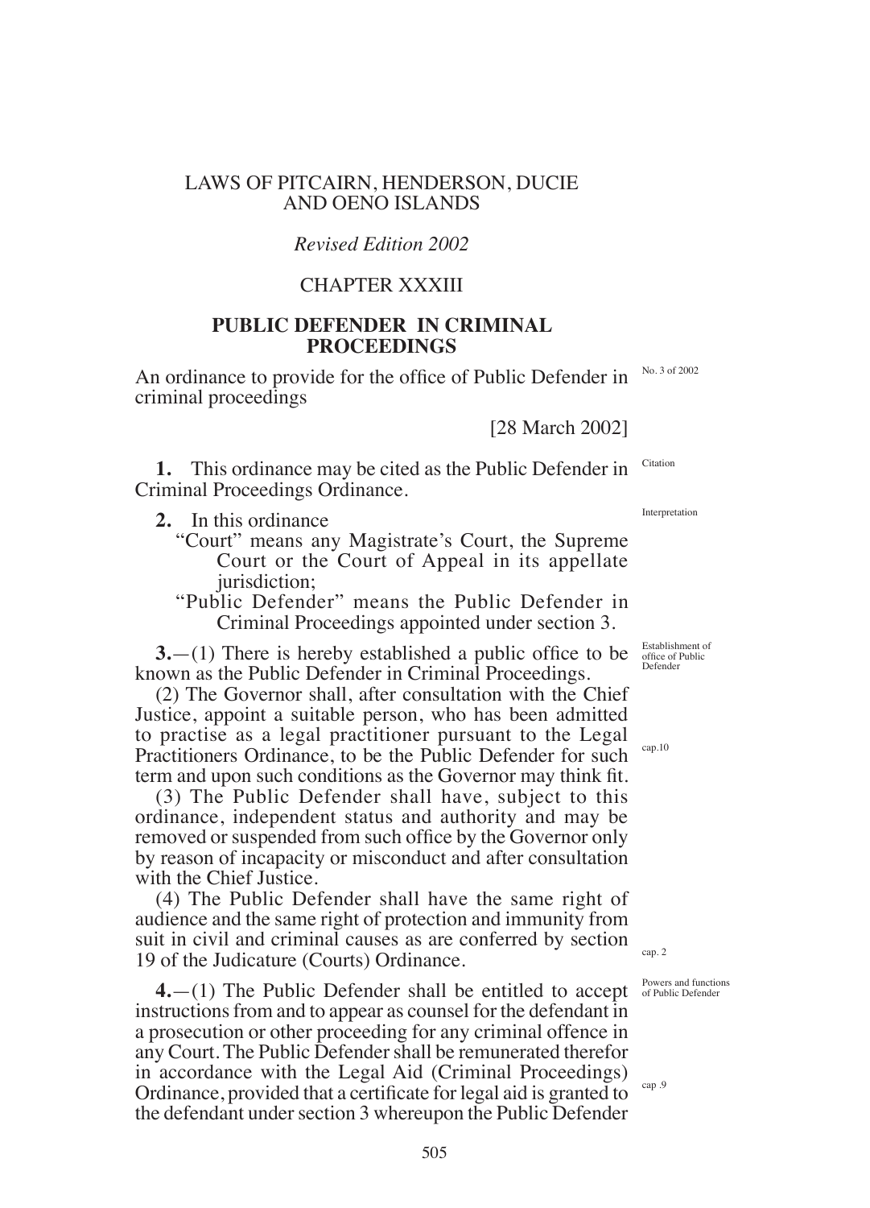LAWS OF PITCAIRN, HENDERSON, DUCIE AND OENO ISLANDS

*Revised Edition 2002*

CHAPTER XXXIII

# PUBLIC DEFENDER IN CRIMINAL PROCEEDINGS

An ordinance to provide for the office of Public Defender in criminal proceedings

No. 3 of 2002

[28 March 2002]

Citation

**1.** This ordinance may be cited as the Public Defender in Criminal Proceedings Ordinance.

Interpretation

**2.** In this ordinance

"Court" means any Magistrate's Court, the Supreme Court or the Court of Appeal in its appellate jurisdiction;

"Public Defender" means the Public Defender in Criminal Proceedings appointed under section 3.

Establishment of office of Public Defender

**3.**—(1) There is hereby established a public office to be known as the Public Defender in Criminal Proceedings.

(2) The Governor shall, after consultation with the Chief Justice, appoint a suitable person, who has been admitted to practise as a legal practitioner pursuant to the Legal Practitioners Ordinance, to be the Public Defender for such term and upon such conditions as the Governor may think fit.

cap.10

(3) The Public Defender shall have, subject to this ordinance, independent status and authority and may be removed or suspended from such office by the Governor only by reason of incapacity or misconduct and after consultation with the Chief Justice.

(4) The Public Defender shall have the same right of audience and the same right of protection and immunity from suit in civil and criminal causes as are conferred by section 19 of the Judicature (Courts) Ordinance.

cap. 2

Powers and functions of Public Defender

**4.**—(1) The Public Defender shall be entitled to accept instructions from and to appear as counsel for the defendant in a prosecution or other proceeding for any criminal offence in any Court. The Public Defender shall be remunerated therefor in accordance with the Legal Aid (Criminal Proceedings) Ordinance, provided that a certificate for legal aid is granted to the defendant under section 3 whereupon the Public Defender

cap .9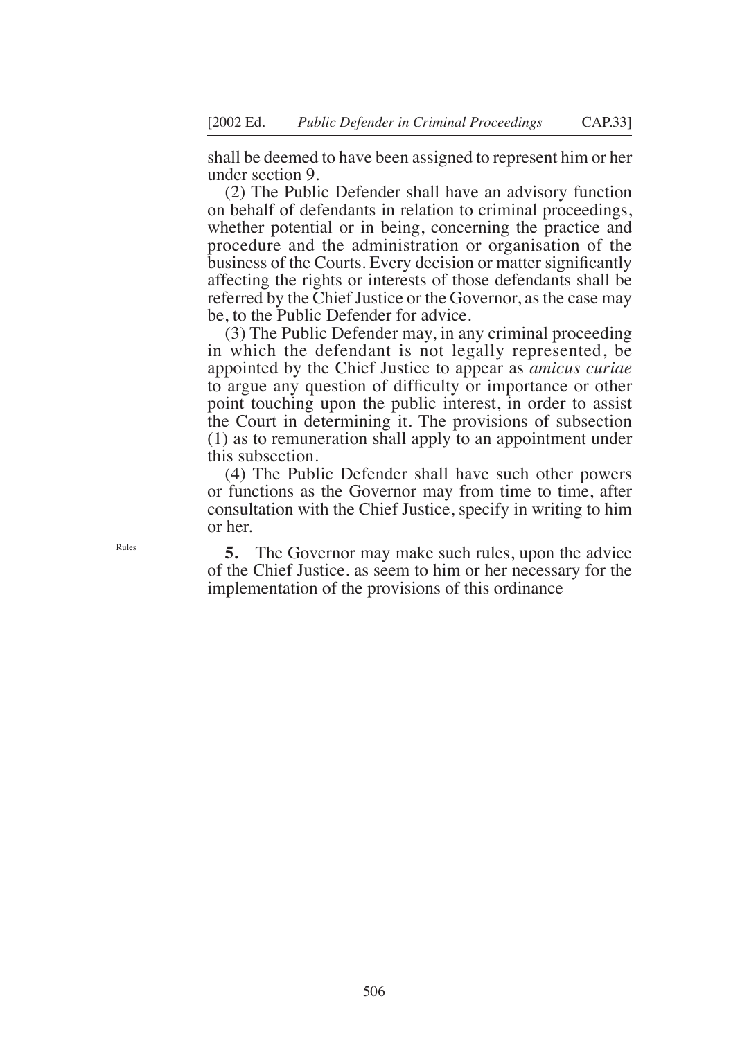shall be deemed to have been assigned to represent him or her under section 9.

(2) The Public Defender shall have an advisory function on behalf of defendants in relation to criminal proceedings, whether potential or in being, concerning the practice and procedure and the administration or organisation of the business of the Courts. Every decision or matter significantly affecting the rights or interests of those defendants shall be referred by the Chief Justice or the Governor, as the case may be, to the Public Defender for advice.

(3) The Public Defender may, in any criminal proceeding in which the defendant is not legally represented, be appointed by the Chief Justice to appear as *amicus curiae* to argue any question of difficulty or importance or other point touching upon the public interest, in order to assist the Court in determining it. The provisions of subsection (1) as to remuneration shall apply to an appointment under this subsection.

(4) The Public Defender shall have such other powers or functions as the Governor may from time to time, after consultation with the Chief Justice, specify in writing to him or her.

Rules

**5.** The Governor may make such rules, upon the advice of the Chief Justice. as seem to him or her necessary for the implementation of the provisions of this ordinance